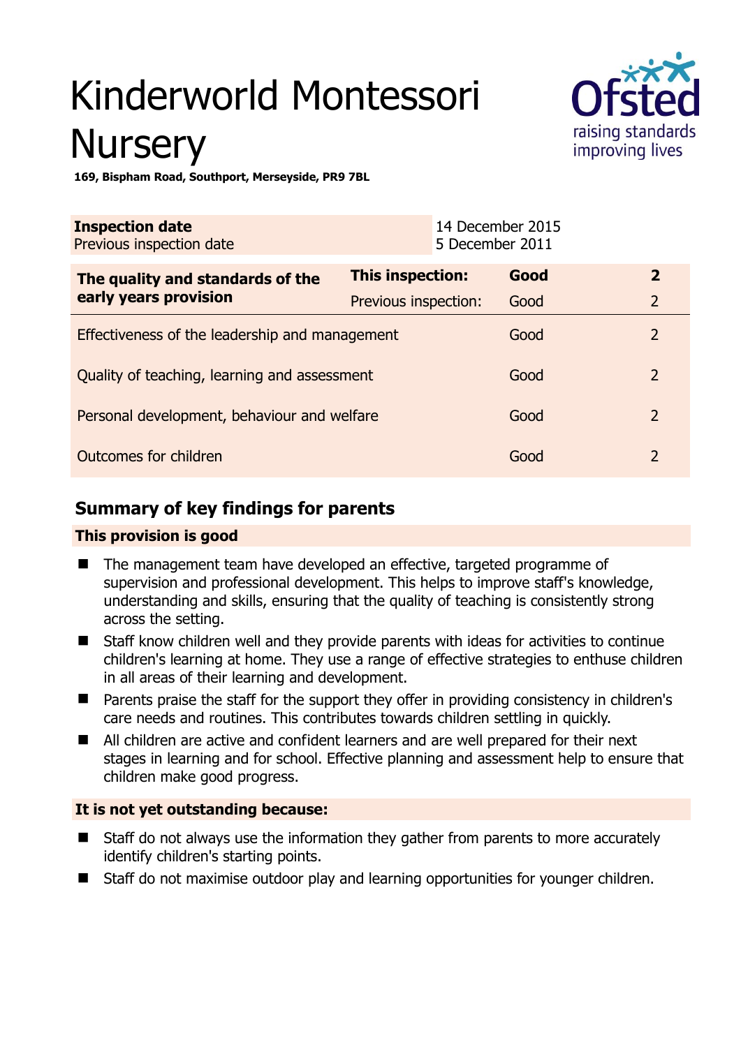# Kinderworld Montessori Nursery

**169, Bispham Road, Southport, Merseyside, PR9 7BL**

| **Inspection date** | 14 December 2015 |
|---|---|
| Previous inspection date | 5 December 2011 |

| **The quality and standards of the early years provision** | **This inspection:** | **Good** | **2** |
|---|---|---|---|
| | Previous inspection: | Good | 2 |
| Effectiveness of the leadership and management | | Good | 2 |
| Quality of teaching, learning and assessment | | Good | 2 |
| Personal development, behaviour and welfare | | Good | 2 |
| Outcomes for children | | Good | 2 |

## Summary of key findings for parents

### This provision is good

- The management team have developed an effective, targeted programme of supervision and professional development. This helps to improve staff's knowledge, understanding and skills, ensuring that the quality of teaching is consistently strong across the setting.
- Staff know children well and they provide parents with ideas for activities to continue children's learning at home. They use a range of effective strategies to enthuse children in all areas of their learning and development.
- Parents praise the staff for the support they offer in providing consistency in children's care needs and routines. This contributes towards children settling in quickly.
- All children are active and confident learners and are well prepared for their next stages in learning and for school. Effective planning and assessment help to ensure that children make good progress.

### It is not yet outstanding because:

- Staff do not always use the information they gather from parents to more accurately identify children's starting points.
- Staff do not maximise outdoor play and learning opportunities for younger children.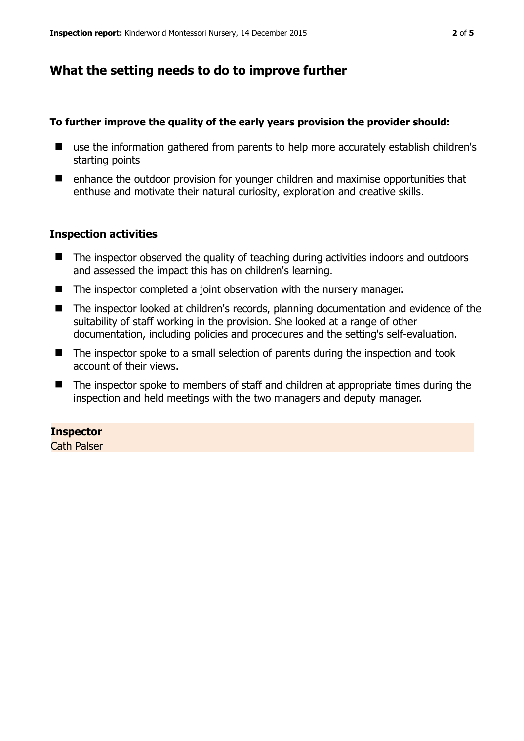## What the setting needs to do to improve further

**To further improve the quality of the early years provision the provider should:**

- use the information gathered from parents to help more accurately establish children's starting points
- enhance the outdoor provision for younger children and maximise opportunities that enthuse and motivate their natural curiosity, exploration and creative skills.

### Inspection activities

- The inspector observed the quality of teaching during activities indoors and outdoors and assessed the impact this has on children's learning.
- The inspector completed a joint observation with the nursery manager.
- The inspector looked at children's records, planning documentation and evidence of the suitability of staff working in the provision. She looked at a range of other documentation, including policies and procedures and the setting's self-evaluation.
- The inspector spoke to a small selection of parents during the inspection and took account of their views.
- The inspector spoke to members of staff and children at appropriate times during the inspection and held meetings with the two managers and deputy manager.

**Inspector**
Cath Palser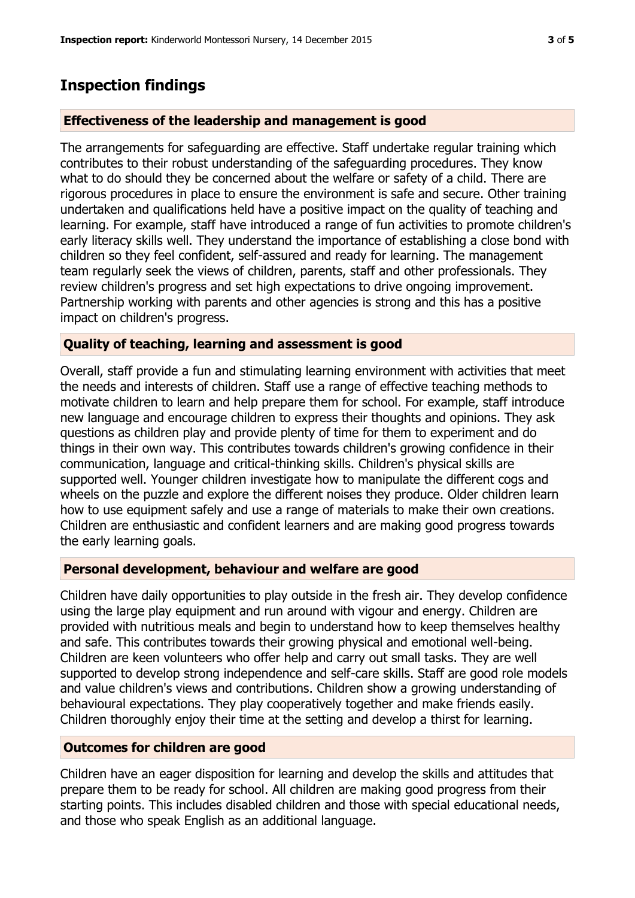# Inspection findings

## Effectiveness of the leadership and management is good

The arrangements for safeguarding are effective. Staff undertake regular training which contributes to their robust understanding of the safeguarding procedures. They know what to do should they be concerned about the welfare or safety of a child. There are rigorous procedures in place to ensure the environment is safe and secure. Other training undertaken and qualifications held have a positive impact on the quality of teaching and learning. For example, staff have introduced a range of fun activities to promote children's early literacy skills well. They understand the importance of establishing a close bond with children so they feel confident, self-assured and ready for learning. The management team regularly seek the views of children, parents, staff and other professionals. They review children's progress and set high expectations to drive ongoing improvement. Partnership working with parents and other agencies is strong and this has a positive impact on children's progress.

## Quality of teaching, learning and assessment is good

Overall, staff provide a fun and stimulating learning environment with activities that meet the needs and interests of children. Staff use a range of effective teaching methods to motivate children to learn and help prepare them for school. For example, staff introduce new language and encourage children to express their thoughts and opinions. They ask questions as children play and provide plenty of time for them to experiment and do things in their own way. This contributes towards children's growing confidence in their communication, language and critical-thinking skills. Children's physical skills are supported well. Younger children investigate how to manipulate the different cogs and wheels on the puzzle and explore the different noises they produce. Older children learn how to use equipment safely and use a range of materials to make their own creations. Children are enthusiastic and confident learners and are making good progress towards the early learning goals.

## Personal development, behaviour and welfare are good

Children have daily opportunities to play outside in the fresh air. They develop confidence using the large play equipment and run around with vigour and energy. Children are provided with nutritious meals and begin to understand how to keep themselves healthy and safe. This contributes towards their growing physical and emotional well-being. Children are keen volunteers who offer help and carry out small tasks. They are well supported to develop strong independence and self-care skills. Staff are good role models and value children's views and contributions. Children show a growing understanding of behavioural expectations. They play cooperatively together and make friends easily. Children thoroughly enjoy their time at the setting and develop a thirst for learning.

## Outcomes for children are good

Children have an eager disposition for learning and develop the skills and attitudes that prepare them to be ready for school. All children are making good progress from their starting points. This includes disabled children and those with special educational needs, and those who speak English as an additional language.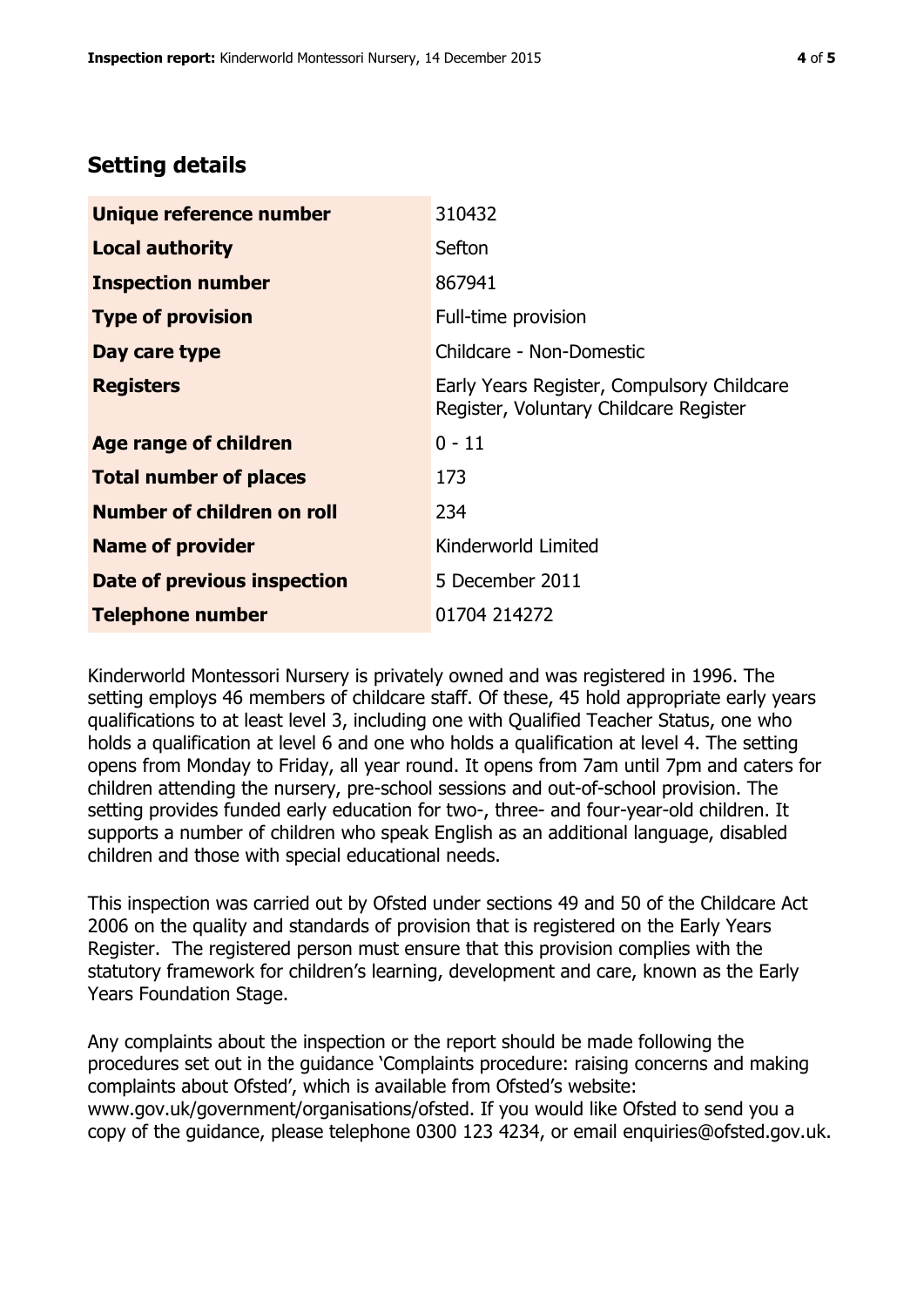## Setting details

| | |
|---|---|
| **Unique reference number** | 310432 |
| **Local authority** | Sefton |
| **Inspection number** | 867941 |
| **Type of provision** | Full-time provision |
| **Day care type** | Childcare - Non-Domestic |
| **Registers** | Early Years Register, Compulsory Childcare Register, Voluntary Childcare Register |
| **Age range of children** | 0 - 11 |
| **Total number of places** | 173 |
| **Number of children on roll** | 234 |
| **Name of provider** | Kinderworld Limited |
| **Date of previous inspection** | 5 December 2011 |
| **Telephone number** | 01704 214272 |

Kinderworld Montessori Nursery is privately owned and was registered in 1996. The setting employs 46 members of childcare staff. Of these, 45 hold appropriate early years qualifications to at least level 3, including one with Qualified Teacher Status, one who holds a qualification at level 6 and one who holds a qualification at level 4. The setting opens from Monday to Friday, all year round. It opens from 7am until 7pm and caters for children attending the nursery, pre-school sessions and out-of-school provision. The setting provides funded early education for two-, three- and four-year-old children. It supports a number of children who speak English as an additional language, disabled children and those with special educational needs.

This inspection was carried out by Ofsted under sections 49 and 50 of the Childcare Act 2006 on the quality and standards of provision that is registered on the Early Years Register. The registered person must ensure that this provision complies with the statutory framework for children's learning, development and care, known as the Early Years Foundation Stage.

Any complaints about the inspection or the report should be made following the procedures set out in the guidance 'Complaints procedure: raising concerns and making complaints about Ofsted', which is available from Ofsted's website: www.gov.uk/government/organisations/ofsted. If you would like Ofsted to send you a copy of the guidance, please telephone 0300 123 4234, or email enquiries@ofsted.gov.uk.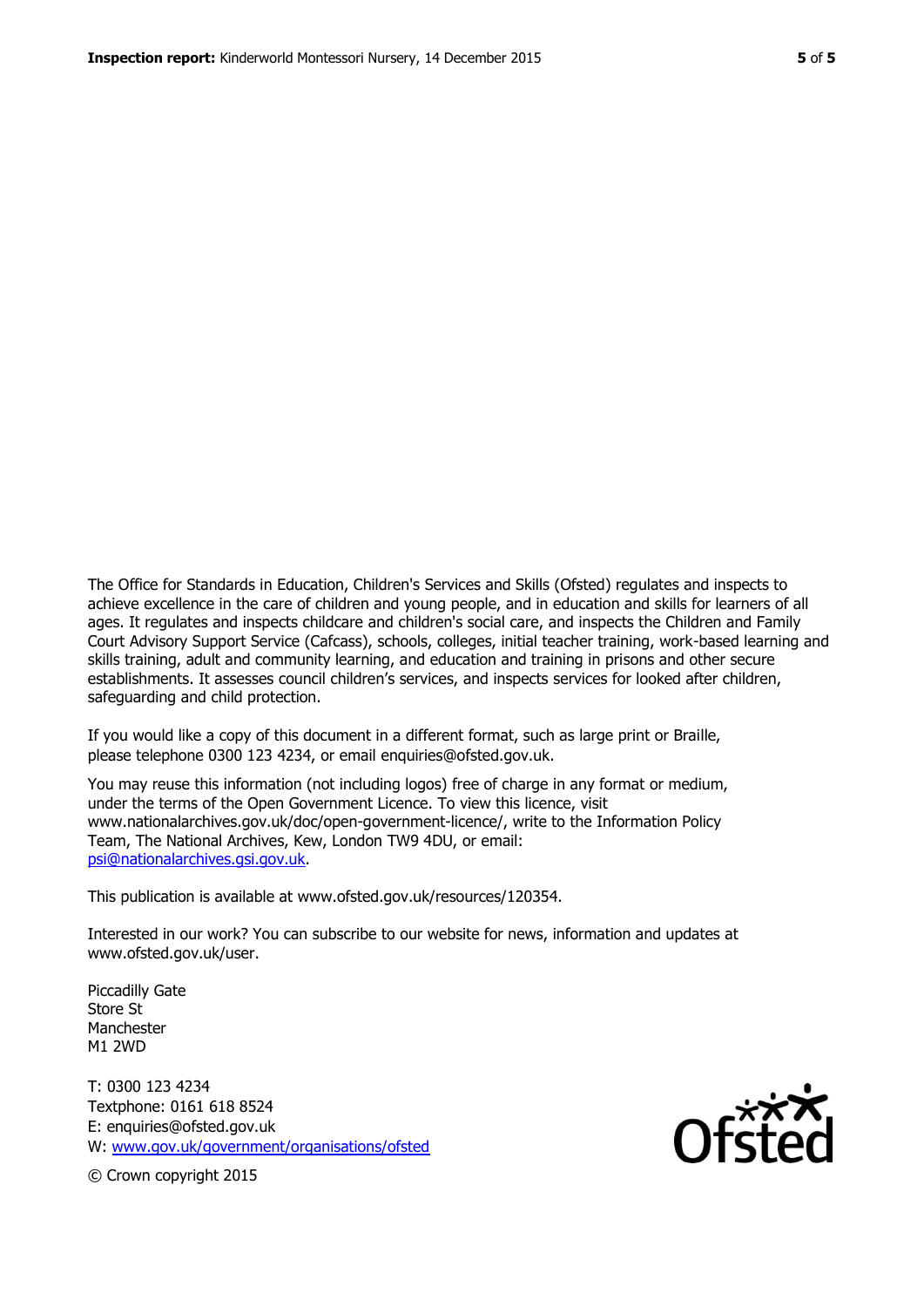The Office for Standards in Education, Children's Services and Skills (Ofsted) regulates and inspects to achieve excellence in the care of children and young people, and in education and skills for learners of all ages. It regulates and inspects childcare and children's social care, and inspects the Children and Family Court Advisory Support Service (Cafcass), schools, colleges, initial teacher training, work-based learning and skills training, adult and community learning, and education and training in prisons and other secure establishments. It assesses council children's services, and inspects services for looked after children, safeguarding and child protection.

If you would like a copy of this document in a different format, such as large print or Braille, please telephone 0300 123 4234, or email enquiries@ofsted.gov.uk.

You may reuse this information (not including logos) free of charge in any format or medium, under the terms of the Open Government Licence. To view this licence, visit www.nationalarchives.gov.uk/doc/open-government-licence/, write to the Information Policy Team, The National Archives, Kew, London TW9 4DU, or email: psi@nationalarchives.gsi.gov.uk.

This publication is available at www.ofsted.gov.uk/resources/120354.

Interested in our work? You can subscribe to our website for news, information and updates at www.ofsted.gov.uk/user.

Piccadilly Gate
Store St
Manchester
M1 2WD

T: 0300 123 4234
Textphone: 0161 618 8524
E: enquiries@ofsted.gov.uk
W: www.gov.uk/government/organisations/ofsted

© Crown copyright 2015